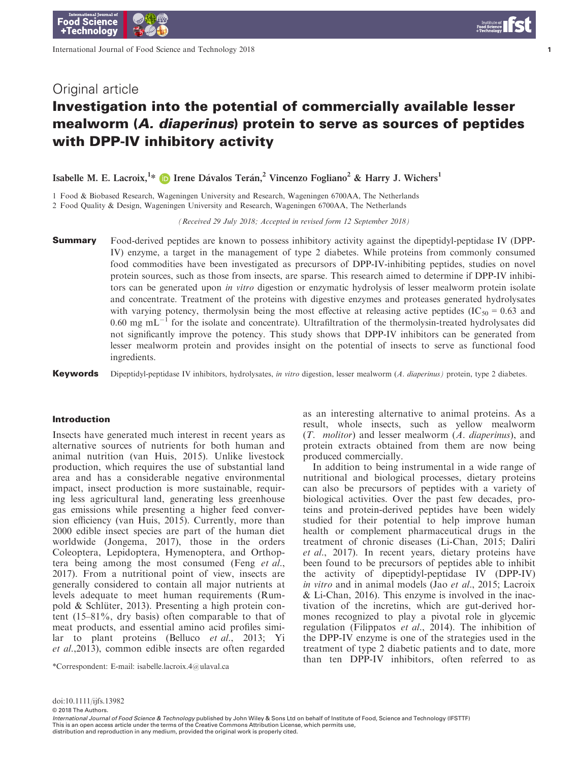Original article

# Investigation into the potential of commercially available lesser mealworm (*A. diaperinus*) protein to serve as sources of peptides with DPP-IV inhibitory activity

Isabelle M. E. Lacroix,[1]* Irene Dávalos Terán,[2] Vincenzo Fogliano[2] & Harry J. Wichers[1]

1 Food & Biobased Research, Wageningen University and Research, Wageningen 6700AA, The Netherlands
2 Food Quality & Design, Wageningen University and Research, Wageningen 6700AA, The Netherlands

(Received 29 July 2018; Accepted in revised form 12 September 2018)

**Summary** Food-derived peptides are known to possess inhibitory activity against the dipeptidyl-peptidase IV (DPP-IV) enzyme, a target in the management of type 2 diabetes. While proteins from commonly consumed food commodities have been investigated as precursors of DPP-IV-inhibiting peptides, studies on novel protein sources, such as those from insects, are sparse. This research aimed to determine if DPP-IV inhibitors can be generated upon *in vitro* digestion or enzymatic hydrolysis of lesser mealworm protein isolate and concentrate. Treatment of the proteins with digestive enzymes and proteases generated hydrolysates with varying potency, thermolysin being the most effective at releasing active peptides ($IC_{50}$ = 0.63 and 0.60 mg mL$^{-1}$ for the isolate and concentrate). Ultrafiltration of the thermolysin-treated hydrolysates did not significantly improve the potency. This study shows that DPP-IV inhibitors can be generated from lesser mealworm protein and provides insight on the potential of insects to serve as functional food ingredients.

**Keywords** Dipeptidyl-peptidase IV inhibitors, hydrolysates, *in vitro* digestion, lesser mealworm (*A. diaperinus*) protein, type 2 diabetes.

## Introduction

Insects have generated much interest in recent years as alternative sources of nutrients for both human and animal nutrition (van Huis, 2015). Unlike livestock production, which requires the use of substantial land area and has a considerable negative environmental impact, insect production is more sustainable, requiring less agricultural land, generating less greenhouse gas emissions while presenting a higher feed conversion efficiency (van Huis, 2015). Currently, more than 2000 edible insect species are part of the human diet worldwide (Jongema, 2017), those in the orders Coleoptera, Lepidoptera, Hymenoptera, and Orthoptera being among the most consumed (Feng *et al.*, 2017). From a nutritional point of view, insects are generally considered to contain all major nutrients at levels adequate to meet human requirements (Rumpold & Schlüter, 2013). Presenting a high protein content (15–81%, dry basis) often comparable to that of meat products, and essential amino acid profiles similar to plant proteins (Belluco *et al.*, 2013; Yi *et al.*,2013), common edible insects are often regarded as an interesting alternative to animal proteins. As a result, whole insects, such as yellow mealworm (*T. molitor*) and lesser mealworm (*A. diaperinus*), and protein extracts obtained from them are now being produced commercially.

In addition to being instrumental in a wide range of nutritional and biological processes, dietary proteins can also be precursors of peptides with a variety of biological activities. Over the past few decades, proteins and protein-derived peptides have been widely studied for their potential to help improve human health or complement pharmaceutical drugs in the treatment of chronic diseases (Li-Chan, 2015; Daliri *et al.*, 2017). In recent years, dietary proteins have been found to be precursors of peptides able to inhibit the activity of dipeptidyl-peptidase IV (DPP-IV) *in vitro* and in animal models (Jao *et al.*, 2015; Lacroix & Li-Chan, 2016). This enzyme is involved in the inactivation of the incretins, which are gut-derived hormones recognized to play a pivotal role in glycemic regulation (Filippatos *et al.*, 2014). The inhibition of the DPP-IV enzyme is one of the strategies used in the treatment of type 2 diabetic patients and to date, more than ten DPP-IV inhibitors, often referred to as

*Correspondent: E-mail: isabelle.lacroix.4@ulaval.ca

doi:10.1111/ijfs.13982
© 2018 The Authors.
*International Journal of Food Science & Technology* published by John Wiley & Sons Ltd on behalf of Institute of Food, Science and Technology (IFSTTF)
This is an open access article under the terms of the Creative Commons Attribution License, which permits use, distribution and reproduction in any medium, provided the original work is properly cited.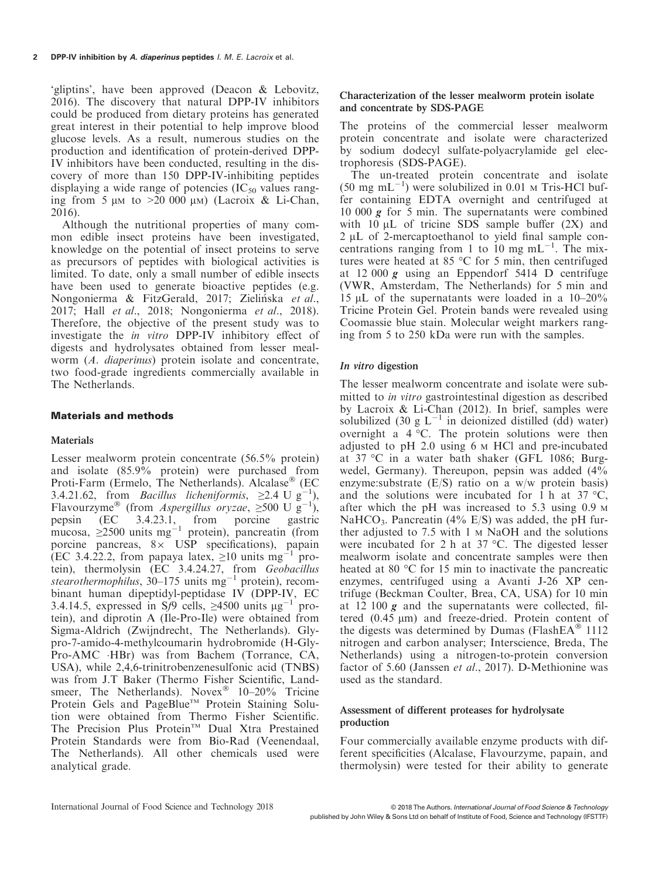'gliptins', have been approved (Deacon & Lebovitz, 2016). The discovery that natural DPP-IV inhibitors could be produced from dietary proteins has generated great interest in their potential to help improve blood glucose levels. As a result, numerous studies on the production and identification of protein-derived DPP-IV inhibitors have been conducted, resulting in the discovery of more than 150 DPP-IV-inhibiting peptides displaying a wide range of potencies ($IC_{50}$ values ranging from 5 μM to >20 000 μM) (Lacroix & Li-Chan, 2016).

Although the nutritional properties of many common edible insect proteins have been investigated, knowledge on the potential of insect proteins to serve as precursors of peptides with biological activities is limited. To date, only a small number of edible insects have been used to generate bioactive peptides (e.g. Nongonierma & FitzGerald, 2017; Zielińska *et al.*, 2017; Hall *et al.*, 2018; Nongonierma *et al.*, 2018). Therefore, the objective of the present study was to investigate the *in vitro* DPP-IV inhibitory effect of digests and hydrolysates obtained from lesser mealworm (*A. diaperinus*) protein isolate and concentrate, two food-grade ingredients commercially available in The Netherlands.

## Materials and methods

### Materials

Lesser mealworm protein concentrate (56.5% protein) and isolate (85.9% protein) were purchased from Proti-Farm (Ermelo, The Netherlands). Alcalase® (EC 3.4.21.62, from *Bacillus licheniformis*, ≥2.4 U $g^{-1}$), Flavourzyme® (from *Aspergillus oryzae*, ≥500 U $g^{-1}$), pepsin (EC 3.4.23.1, from porcine gastric mucosa, ≥2500 units $mg^{-1}$ protein), pancreatin (from porcine pancreas, 8× USP specifications), papain (EC 3.4.22.2, from papaya latex, ≥10 units $mg^{-1}$ protein), thermolysin (EC 3.4.24.27, from *Geobacillus stearothermophilus*, 30–175 units $mg^{-1}$ protein), recombinant human dipeptidyl-peptidase IV (DPP-IV, EC 3.4.14.5, expressed in S*f*9 cells, ≥4500 units $\mu g^{-1}$ protein), and diprotin A (Ile-Pro-Ile) were obtained from Sigma-Aldrich (Zwijndrecht, The Netherlands). Gly-pro-7-amido-4-methylcoumarin hydrobromide (H-Gly-Pro-AMC ·HBr) was from Bachem (Torrance, CA, USA), while 2,4,6-trinitrobenzenesulfonic acid (TNBS) was from J.T Baker (Thermo Fisher Scientific, Landsmeer, The Netherlands). Novex® 10–20% Tricine Protein Gels and PageBlue™ Protein Staining Solution were obtained from Thermo Fisher Scientific. The Precision Plus Protein™ Dual Xtra Prestained Protein Standards were from Bio-Rad (Veenendaal, The Netherlands). All other chemicals used were analytical grade.

### Characterization of the lesser mealworm protein isolate and concentrate by SDS-PAGE

The proteins of the commercial lesser mealworm protein concentrate and isolate were characterized by sodium dodecyl sulfate-polyacrylamide gel electrophoresis (SDS-PAGE).

The un-treated protein concentrate and isolate (50 mg $mL^{-1}$) were solubilized in 0.01 M Tris-HCl buffer containing EDTA overnight and centrifuged at 10 000 ***g*** for 5 min. The supernatants were combined with 10 μL of tricine SDS sample buffer (2X) and 2 μL of 2-mercaptoethanol to yield final sample concentrations ranging from 1 to 10 mg $mL^{-1}$. The mixtures were heated at 85 °C for 5 min, then centrifuged at 12 000 ***g*** using an Eppendorf 5414 D centrifuge (VWR, Amsterdam, The Netherlands) for 5 min and 15 μL of the supernatants were loaded in a 10–20% Tricine Protein Gel. Protein bands were revealed using Coomassie blue stain. Molecular weight markers ranging from 5 to 250 kDa were run with the samples.

### *In vitro* digestion

The lesser mealworm concentrate and isolate were submitted to *in vitro* gastrointestinal digestion as described by Lacroix & Li-Chan (2012). In brief, samples were solubilized (30 g $L^{-1}$ in deionized distilled (dd) water) overnight a 4 °C. The protein solutions were then adjusted to pH 2.0 using 6 M HCl and pre-incubated at 37 °C in a water bath shaker (GFL 1086; Burgwedel, Germany). Thereupon, pepsin was added (4% enzyme:substrate (E/S) ratio on a w/w protein basis) and the solutions were incubated for 1 h at 37 °C, after which the pH was increased to 5.3 using 0.9 M $NaHCO_3$. Pancreatin (4% E/S) was added, the pH further adjusted to 7.5 with 1 M NaOH and the solutions were incubated for 2 h at 37 °C. The digested lesser mealworm isolate and concentrate samples were then heated at 80 °C for 15 min to inactivate the pancreatic enzymes, centrifuged using a Avanti J-26 XP centrifuge (Beckman Coulter, Brea, CA, USA) for 10 min at 12 100 ***g*** and the supernatants were collected, filtered (0.45 μm) and freeze-dried. Protein content of the digests was determined by Dumas (FlashEA® 1112 nitrogen and carbon analyser; Interscience, Breda, The Netherlands) using a nitrogen-to-protein conversion factor of 5.60 (Janssen *et al.*, 2017). D-Methionine was used as the standard.

### Assessment of different proteases for hydrolysate production

Four commercially available enzyme products with different specificities (Alcalase, Flavourzyme, papain, and thermolysin) were tested for their ability to generate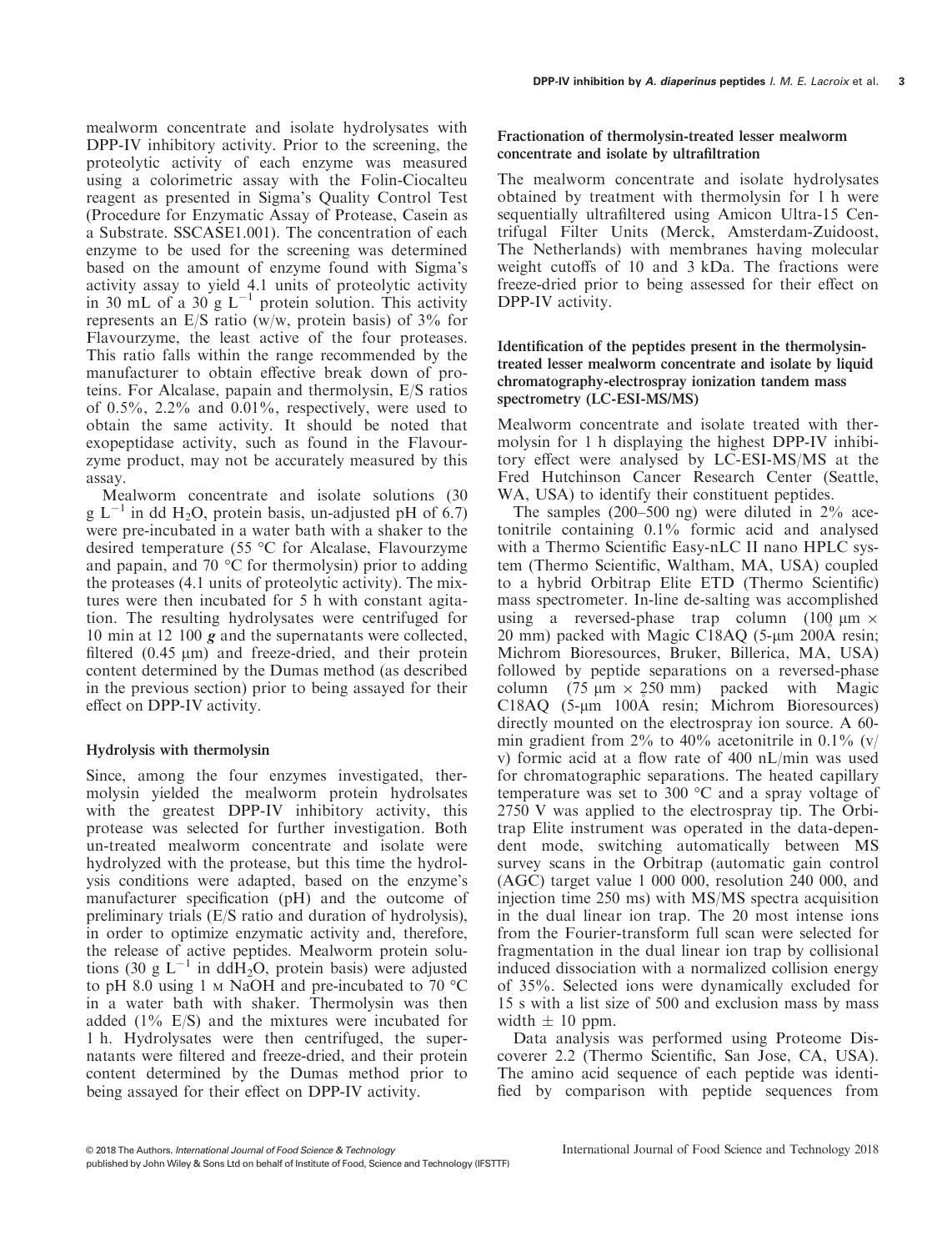mealworm concentrate and isolate hydrolysates with DPP-IV inhibitory activity. Prior to the screening, the proteolytic activity of each enzyme was measured using a colorimetric assay with the Folin-Ciocalteu reagent as presented in Sigma's Quality Control Test (Procedure for Enzymatic Assay of Protease, Casein as a Substrate. SSCASE1.001). The concentration of each enzyme to be used for the screening was determined based on the amount of enzyme found with Sigma's activity assay to yield 4.1 units of proteolytic activity in 30 mL of a 30 g $L^{-1}$ protein solution. This activity represents an E/S ratio (w/w, protein basis) of 3% for Flavourzyme, the least active of the four proteases. This ratio falls within the range recommended by the manufacturer to obtain effective break down of proteins. For Alcalase, papain and thermolysin, E/S ratios of 0.5%, 2.2% and 0.01%, respectively, were used to obtain the same activity. It should be noted that exopeptidase activity, such as found in the Flavourzyme product, may not be accurately measured by this assay.

Mealworm concentrate and isolate solutions (30 g $L^{-1}$ in dd $H_2O$, protein basis, un-adjusted pH of 6.7) were pre-incubated in a water bath with a shaker to the desired temperature (55 °C for Alcalase, Flavourzyme and papain, and 70 °C for thermolysin) prior to adding the proteases (4.1 units of proteolytic activity). The mixtures were then incubated for 5 h with constant agitation. The resulting hydrolysates were centrifuged for 10 min at 12 100 ***g*** and the supernatants were collected, filtered (0.45 μm) and freeze-dried, and their protein content determined by the Dumas method (as described in the previous section) prior to being assayed for their effect on DPP-IV activity.

### Hydrolysis with thermolysin

Since, among the four enzymes investigated, thermolysin yielded the mealworm protein hydrolsates with the greatest DPP-IV inhibitory activity, this protease was selected for further investigation. Both un-treated mealworm concentrate and isolate were hydrolyzed with the protease, but this time the hydrolysis conditions were adapted, based on the enzyme's manufacturer specification (pH) and the outcome of preliminary trials (E/S ratio and duration of hydrolysis), in order to optimize enzymatic activity and, therefore, the release of active peptides. Mealworm protein solutions (30 g $L^{-1}$ in dd$H_2O$, protein basis) were adjusted to pH 8.0 using 1 M NaOH and pre-incubated to 70 °C in a water bath with shaker. Thermolysin was then added (1% E/S) and the mixtures were incubated for 1 h. Hydrolysates were then centrifuged, the supernatants were filtered and freeze-dried, and their protein content determined by the Dumas method prior to being assayed for their effect on DPP-IV activity.

### Fractionation of thermolysin-treated lesser mealworm concentrate and isolate by ultrafiltration

The mealworm concentrate and isolate hydrolysates obtained by treatment with thermolysin for 1 h were sequentially ultrafiltered using Amicon Ultra-15 Centrifugal Filter Units (Merck, Amsterdam-Zuidoost, The Netherlands) with membranes having molecular weight cutoffs of 10 and 3 kDa. The fractions were freeze-dried prior to being assessed for their effect on DPP-IV activity.

### Identification of the peptides present in the thermolysin-treated lesser mealworm concentrate and isolate by liquid chromatography-electrospray ionization tandem mass spectrometry (LC-ESI-MS/MS)

Mealworm concentrate and isolate treated with thermolysin for 1 h displaying the highest DPP-IV inhibitory effect were analysed by LC-ESI-MS/MS at the Fred Hutchinson Cancer Research Center (Seattle, WA, USA) to identify their constituent peptides.

The samples (200–500 ng) were diluted in 2% acetonitrile containing 0.1% formic acid and analysed with a Thermo Scientific Easy-nLC II nano HPLC system (Thermo Scientific, Waltham, MA, USA) coupled to a hybrid Orbitrap Elite ETD (Thermo Scientific) mass spectrometer. In-line de-salting was accomplished using a reversed-phase trap column (100 μm × 20 mm) packed with Magic C18AQ (5-μm 200Å resin; Michrom Bioresources, Bruker, Billerica, MA, USA) followed by peptide separations on a reversed-phase column (75 μm × 250 mm) packed with Magic C18AQ (5-μm 100Å resin; Michrom Bioresources) directly mounted on the electrospray ion source. A 60-min gradient from 2% to 40% acetonitrile in 0.1% (v/v) formic acid at a flow rate of 400 nL/min was used for chromatographic separations. The heated capillary temperature was set to 300 °C and a spray voltage of 2750 V was applied to the electrospray tip. The Orbitrap Elite instrument was operated in the data-dependent mode, switching automatically between MS survey scans in the Orbitrap (automatic gain control (AGC) target value 1 000 000, resolution 240 000, and injection time 250 ms) with MS/MS spectra acquisition in the dual linear ion trap. The 20 most intense ions from the Fourier-transform full scan were selected for fragmentation in the dual linear ion trap by collisional induced dissociation with a normalized collision energy of 35%. Selected ions were dynamically excluded for 15 s with a list size of 500 and exclusion mass by mass width ± 10 ppm.

Data analysis was performed using Proteome Discoverer 2.2 (Thermo Scientific, San Jose, CA, USA). The amino acid sequence of each peptide was identified by comparison with peptide sequences from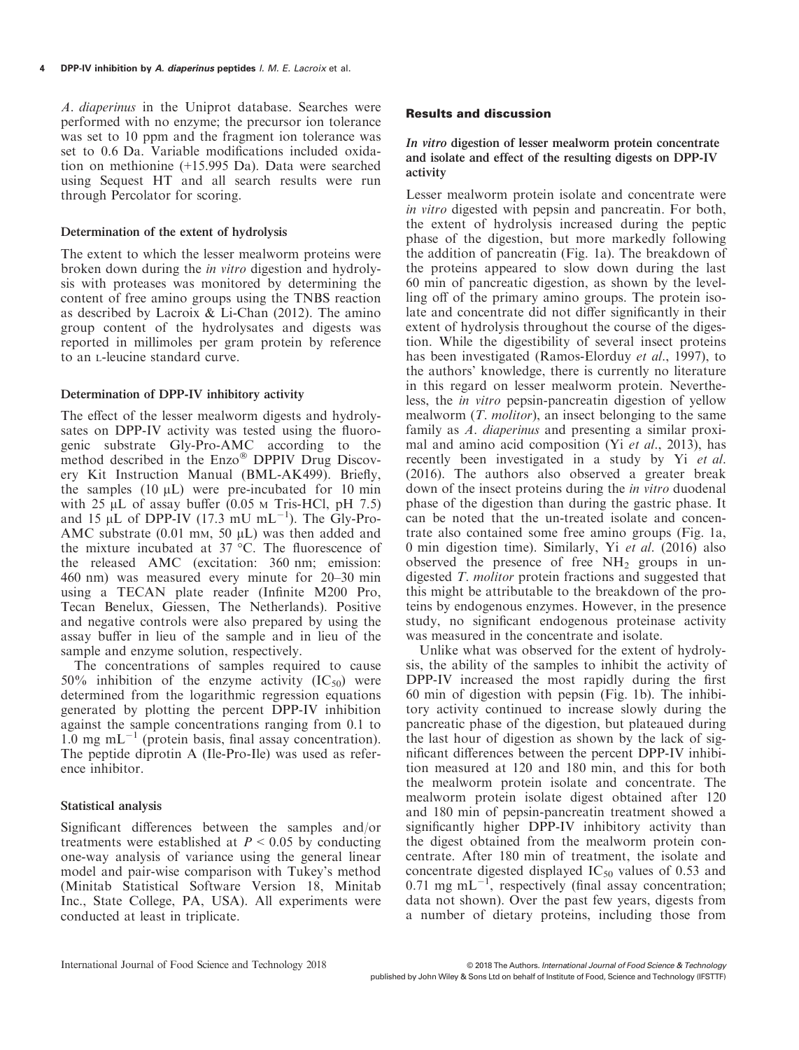*A. diaperinus* in the Uniprot database. Searches were performed with no enzyme; the precursor ion tolerance was set to 10 ppm and the fragment ion tolerance was set to 0.6 Da. Variable modifications included oxidation on methionine (+15.995 Da). Data were searched using Sequest HT and all search results were run through Percolator for scoring.

### Determination of the extent of hydrolysis

The extent to which the lesser mealworm proteins were broken down during the *in vitro* digestion and hydrolysis with proteases was monitored by determining the content of free amino groups using the TNBS reaction as described by Lacroix & Li-Chan (2012). The amino group content of the hydrolysates and digests was reported in millimoles per gram protein by reference to an L-leucine standard curve.

### Determination of DPP-IV inhibitory activity

The effect of the lesser mealworm digests and hydrolysates on DPP-IV activity was tested using the fluorogenic substrate Gly-Pro-AMC according to the method described in the Enzo® DPPIV Drug Discovery Kit Instruction Manual (BML-AK499). Briefly, the samples (10 μL) were pre-incubated for 10 min with 25 μL of assay buffer (0.05 M Tris-HCl, pH 7.5) and 15 μL of DPP-IV (17.3 mU mL$^{-1}$). The Gly-Pro-AMC substrate (0.01 mM, 50 μL) was then added and the mixture incubated at 37 °C. The fluorescence of the released AMC (excitation: 360 nm; emission: 460 nm) was measured every minute for 20–30 min using a TECAN plate reader (Infinite M200 Pro, Tecan Benelux, Giessen, The Netherlands). Positive and negative controls were also prepared by using the assay buffer in lieu of the sample and in lieu of the sample and enzyme solution, respectively.

The concentrations of samples required to cause 50% inhibition of the enzyme activity ($IC_{50}$) were determined from the logarithmic regression equations generated by plotting the percent DPP-IV inhibition against the sample concentrations ranging from 0.1 to 1.0 mg mL$^{-1}$ (protein basis, final assay concentration). The peptide diprotin A (Ile-Pro-Ile) was used as reference inhibitor.

### Statistical analysis

Significant differences between the samples and/or treatments were established at $P < 0.05$ by conducting one-way analysis of variance using the general linear model and pair-wise comparison with Tukey's method (Minitab Statistical Software Version 18, Minitab Inc., State College, PA, USA). All experiments were conducted at least in triplicate.

## Results and discussion

### *In vitro* digestion of lesser mealworm protein concentrate and isolate and effect of the resulting digests on DPP-IV activity

Lesser mealworm protein isolate and concentrate were *in vitro* digested with pepsin and pancreatin. For both, the extent of hydrolysis increased during the peptic phase of the digestion, but more markedly following the addition of pancreatin (Fig. 1a). The breakdown of the proteins appeared to slow down during the last 60 min of pancreatic digestion, as shown by the levelling off of the primary amino groups. The protein isolate and concentrate did not differ significantly in their extent of hydrolysis throughout the course of the digestion. While the digestibility of several insect proteins has been investigated (Ramos-Elorduy *et al.*, 1997), to the authors' knowledge, there is currently no literature in this regard on lesser mealworm protein. Nevertheless, the *in vitro* pepsin-pancreatin digestion of yellow mealworm (*T. molitor*), an insect belonging to the same family as *A. diaperinus* and presenting a similar proximal and amino acid composition (Yi *et al.*, 2013), has recently been investigated in a study by Yi *et al.* (2016). The authors also observed a greater break down of the insect proteins during the *in vitro* duodenal phase of the digestion than during the gastric phase. It can be noted that the un-treated isolate and concentrate also contained some free amino groups (Fig. 1a, 0 min digestion time). Similarly, Yi *et al.* (2016) also observed the presence of free $NH_2$ groups in undigested *T. molitor* protein fractions and suggested that this might be attributable to the breakdown of the proteins by endogenous enzymes. However, in the presence study, no significant endogenous proteinase activity was measured in the concentrate and isolate.

Unlike what was observed for the extent of hydrolysis, the ability of the samples to inhibit the activity of DPP-IV increased the most rapidly during the first 60 min of digestion with pepsin (Fig. 1b). The inhibitory activity continued to increase slowly during the pancreatic phase of the digestion, but plateaued during the last hour of digestion as shown by the lack of significant differences between the percent DPP-IV inhibition measured at 120 and 180 min, and this for both the mealworm protein isolate and concentrate. The mealworm protein isolate digest obtained after 120 and 180 min of pepsin-pancreatin treatment showed a significantly higher DPP-IV inhibitory activity than the digest obtained from the mealworm protein concentrate. After 180 min of treatment, the isolate and concentrate digested displayed $IC_{50}$ values of 0.53 and 0.71 mg mL$^{-1}$, respectively (final assay concentration; data not shown). Over the past few years, digests from a number of dietary proteins, including those from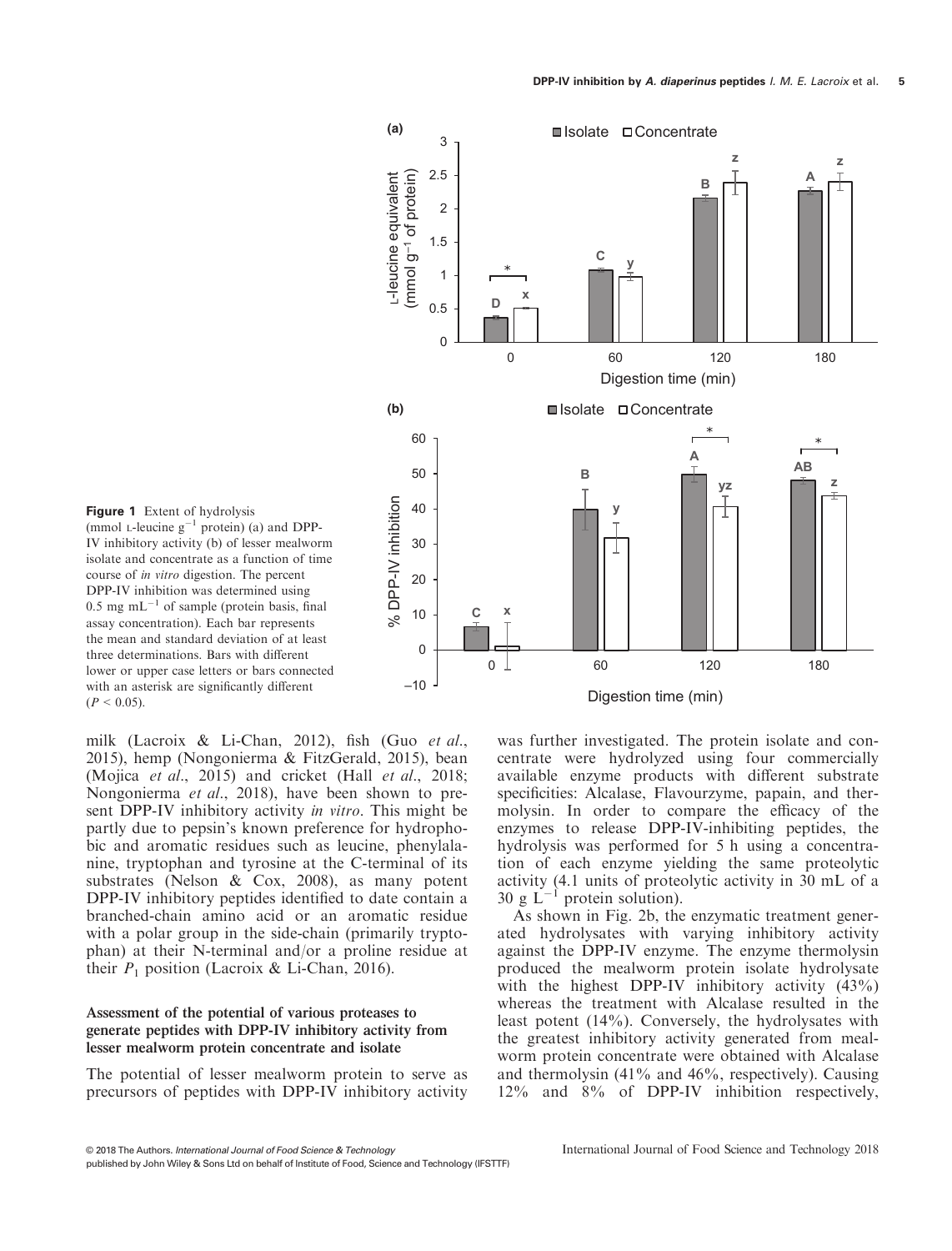Figure 1 Extent of hydrolysis (mmol L-leucine $g^{-1}$ protein) (a) and DPP-IV inhibitory activity (b) of lesser mealworm isolate and concentrate as a function of time course of *in vitro* digestion. The percent DPP-IV inhibition was determined using 0.5 mg $mL^{-1}$ of sample (protein basis, final assay concentration). Each bar represents the mean and standard deviation of at least three determinations. Bars with different lower or upper case letters or bars connected with an asterisk are significantly different ($P < 0.05$).

milk (Lacroix & Li-Chan, 2012), fish (Guo *et al.*, 2015), hemp (Nongonierma & FitzGerald, 2015), bean (Mojica *et al.*, 2015) and cricket (Hall *et al.*, 2018; Nongonierma *et al.*, 2018), have been shown to present DPP-IV inhibitory activity *in vitro*. This might be partly due to pepsin's known preference for hydrophobic and aromatic residues such as leucine, phenylalanine, tryptophan and tyrosine at the C-terminal of its substrates (Nelson & Cox, 2008), as many potent DPP-IV inhibitory peptides identified to date contain a branched-chain amino acid or an aromatic residue with a polar group in the side-chain (primarily tryptophan) at their N-terminal and/or a proline residue at their $P_1$ position (Lacroix & Li-Chan, 2016).

### Assessment of the potential of various proteases to generate peptides with DPP-IV inhibitory activity from lesser mealworm protein concentrate and isolate

The potential of lesser mealworm protein to serve as precursors of peptides with DPP-IV inhibitory activity was further investigated. The protein isolate and concentrate were hydrolyzed using four commercially available enzyme products with different substrate specificities: Alcalase, Flavourzyme, papain, and thermolysin. In order to compare the efficacy of the enzymes to release DPP-IV-inhibiting peptides, the hydrolysis was performed for 5 h using a concentration of each enzyme yielding the same proteolytic activity (4.1 units of proteolytic activity in 30 mL of a 30 g $L^{-1}$ protein solution).

As shown in Fig. 2b, the enzymatic treatment generated hydrolysates with varying inhibitory activity against the DPP-IV enzyme. The enzyme thermolysin produced the mealworm protein isolate hydrolysate with the highest DPP-IV inhibitory activity (43%) whereas the treatment with Alcalase resulted in the least potent (14%). Conversely, the hydrolysates with the greatest inhibitory activity generated from mealworm protein concentrate were obtained with Alcalase and thermolysin (41% and 46%, respectively). Causing 12% and 8% of DPP-IV inhibition respectively,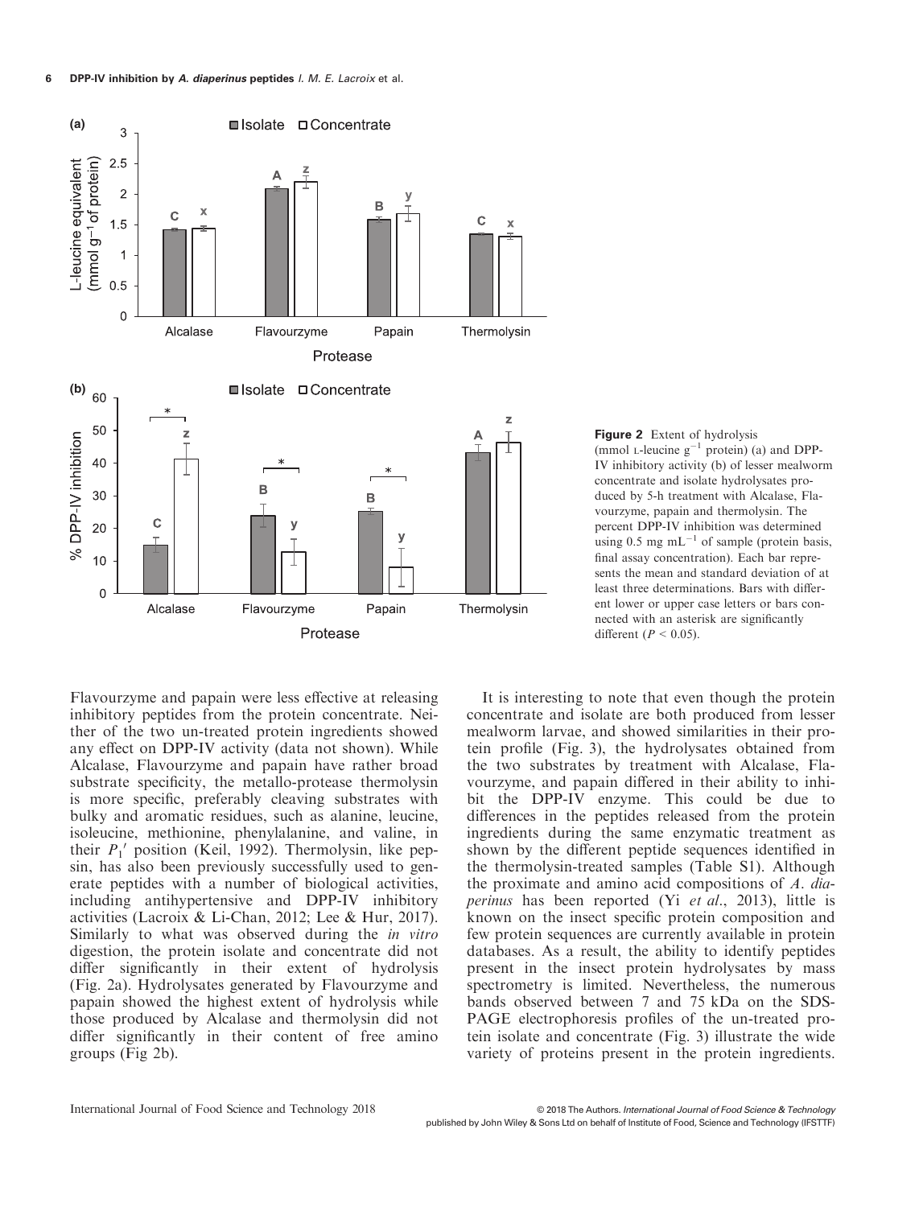**Figure 2** Extent of hydrolysis (mmol L-leucine $g^{-1}$ protein) (a) and DPP-IV inhibitory activity (b) of lesser mealworm concentrate and isolate hydrolysates produced by 5-h treatment with Alcalase, Flavourzyme, papain and thermolysin. The percent DPP-IV inhibition was determined using 0.5 mg $mL^{-1}$ of sample (protein basis, final assay concentration). Each bar represents the mean and standard deviation of at least three determinations. Bars with different lower or upper case letters or bars connected with an asterisk are significantly different ($P < 0.05$).

Flavourzyme and papain were less effective at releasing inhibitory peptides from the protein concentrate. Neither of the two un-treated protein ingredients showed any effect on DPP-IV activity (data not shown). While Alcalase, Flavourzyme and papain have rather broad substrate specificity, the metallo-protease thermolysin is more specific, preferably cleaving substrates with bulky and aromatic residues, such as alanine, leucine, isoleucine, methionine, phenylalanine, and valine, in their $P_1'$ position (Keil, 1992). Thermolysin, like pepsin, has also been previously successfully used to generate peptides with a number of biological activities, including antihypertensive and DPP-IV inhibitory activities (Lacroix & Li-Chan, 2012; Lee & Hur, 2017). Similarly to what was observed during the *in vitro* digestion, the protein isolate and concentrate did not differ significantly in their extent of hydrolysis (Fig. 2a). Hydrolysates generated by Flavourzyme and papain showed the highest extent of hydrolysis while those produced by Alcalase and thermolysin did not differ significantly in their content of free amino groups (Fig 2b).

It is interesting to note that even though the protein concentrate and isolate are both produced from lesser mealworm larvae, and showed similarities in their protein profile (Fig. 3), the hydrolysates obtained from the two substrates by treatment with Alcalase, Flavourzyme, and papain differed in their ability to inhibit the DPP-IV enzyme. This could be due to differences in the peptides released from the protein ingredients during the same enzymatic treatment as shown by the different peptide sequences identified in the thermolysin-treated samples (Table S1). Although the proximate and amino acid compositions of *A. diaperinus* has been reported (Yi *et al.*, 2013), little is known on the insect specific protein composition and few protein sequences are currently available in protein databases. As a result, the ability to identify peptides present in the insect protein hydrolysates by mass spectrometry is limited. Nevertheless, the numerous bands observed between 7 and 75 kDa on the SDS-PAGE electrophoresis profiles of the un-treated protein isolate and concentrate (Fig. 3) illustrate the wide variety of proteins present in the protein ingredients.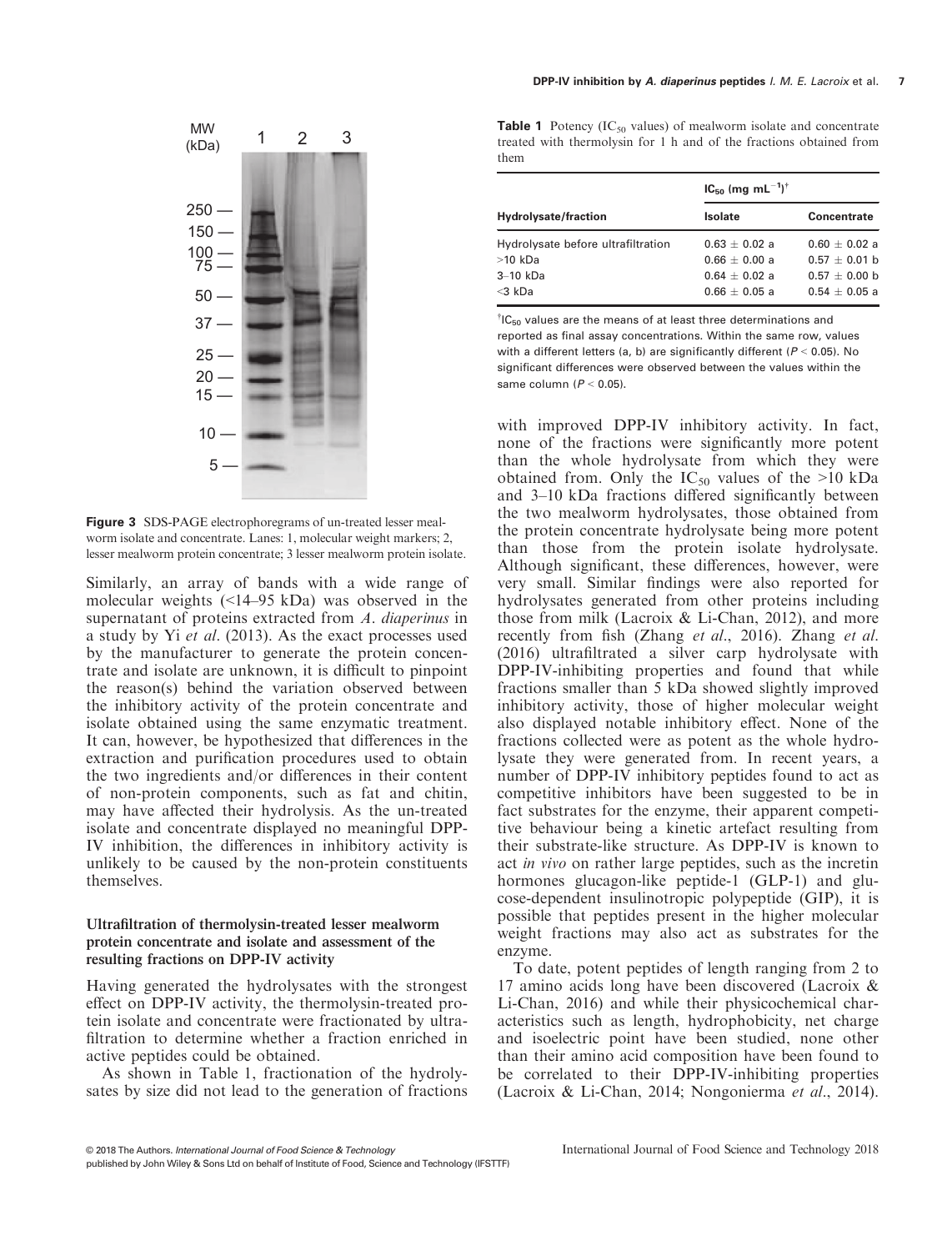Figure 3 SDS-PAGE electrophoregrams of un-treated lesser mealworm isolate and concentrate. Lanes: 1, molecular weight markers; 2, lesser mealworm protein concentrate; 3 lesser mealworm protein isolate.

Similarly, an array of bands with a wide range of molecular weights (<14–95 kDa) was observed in the supernatant of proteins extracted from *A. diaperinus* in a study by Yi *et al*. (2013). As the exact processes used by the manufacturer to generate the protein concentrate and isolate are unknown, it is difficult to pinpoint the reason(s) behind the variation observed between the inhibitory activity of the protein concentrate and isolate obtained using the same enzymatic treatment. It can, however, be hypothesized that differences in the extraction and purification procedures used to obtain the two ingredients and/or differences in their content of non-protein components, such as fat and chitin, may have affected their hydrolysis. As the un-treated isolate and concentrate displayed no meaningful DPP-IV inhibition, the differences in inhibitory activity is unlikely to be caused by the non-protein constituents themselves.

### Ultrafiltration of thermolysin-treated lesser mealworm protein concentrate and isolate and assessment of the resulting fractions on DPP-IV activity

Having generated the hydrolysates with the strongest effect on DPP-IV activity, the thermolysin-treated protein isolate and concentrate were fractionated by ultrafiltration to determine whether a fraction enriched in active peptides could be obtained.

As shown in Table 1, fractionation of the hydrolysates by size did not lead to the generation of fractions with improved DPP-IV inhibitory activity. In fact, none of the fractions were significantly more potent than the whole hydrolysate from which they were obtained from. Only the $IC_{50}$ values of the >10 kDa and 3–10 kDa fractions differed significantly between the two mealworm hydrolysates, those obtained from the protein concentrate hydrolysate being more potent than those from the protein isolate hydrolysate. Although significant, these differences, however, were very small. Similar findings were also reported for hydrolysates generated from other proteins including those from milk (Lacroix & Li-Chan, 2012), and more recently from fish (Zhang *et al*., 2016). Zhang *et al*. (2016) ultrafiltrated a silver carp hydrolysate with DPP-IV-inhibiting properties and found that while fractions smaller than 5 kDa showed slightly improved inhibitory activity, those of higher molecular weight also displayed notable inhibitory effect. None of the fractions collected were as potent as the whole hydrolysate they were generated from. In recent years, a number of DPP-IV inhibitory peptides found to act as competitive inhibitors have been suggested to be in fact substrates for the enzyme, their apparent competitive behaviour being a kinetic artefact resulting from their substrate-like structure. As DPP-IV is known to act *in vivo* on rather large peptides, such as the incretin hormones glucagon-like peptide-1 (GLP-1) and glucose-dependent insulinotropic polypeptide (GIP), it is possible that peptides present in the higher molecular weight fractions may also act as substrates for the enzyme.

To date, potent peptides of length ranging from 2 to 17 amino acids long have been discovered (Lacroix & Li-Chan, 2016) and while their physicochemical characteristics such as length, hydrophobicity, net charge and isoelectric point have been studied, none other than their amino acid composition have been found to be correlated to their DPP-IV-inhibiting properties (Lacroix & Li-Chan, 2014; Nongonierma *et al*., 2014).

**Table 1** Potency ($IC_{50}$ values) of mealworm isolate and concentrate treated with thermolysin for 1 h and of the fractions obtained from them

| Hydrolysate/fraction | $IC_{50}$ (mg $mL^{-1}$)[†] | |
|---|---|---|
| | Isolate | Concentrate |
| Hydrolysate before ultrafiltration | 0.63 ± 0.02 a | 0.60 ± 0.02 a |
| >10 kDa | 0.66 ± 0.00 a | 0.57 ± 0.01 b |
| 3–10 kDa | 0.64 ± 0.02 a | 0.57 ± 0.00 b |
| <3 kDa | 0.66 ± 0.05 a | 0.54 ± 0.05 a |

[†]$IC_{50}$ values are the means of at least three determinations and reported as final assay concentrations. Within the same row, values with a different letters (a, b) are significantly different ($P < 0.05$). No significant differences were observed between the values within the same column ($P < 0.05$).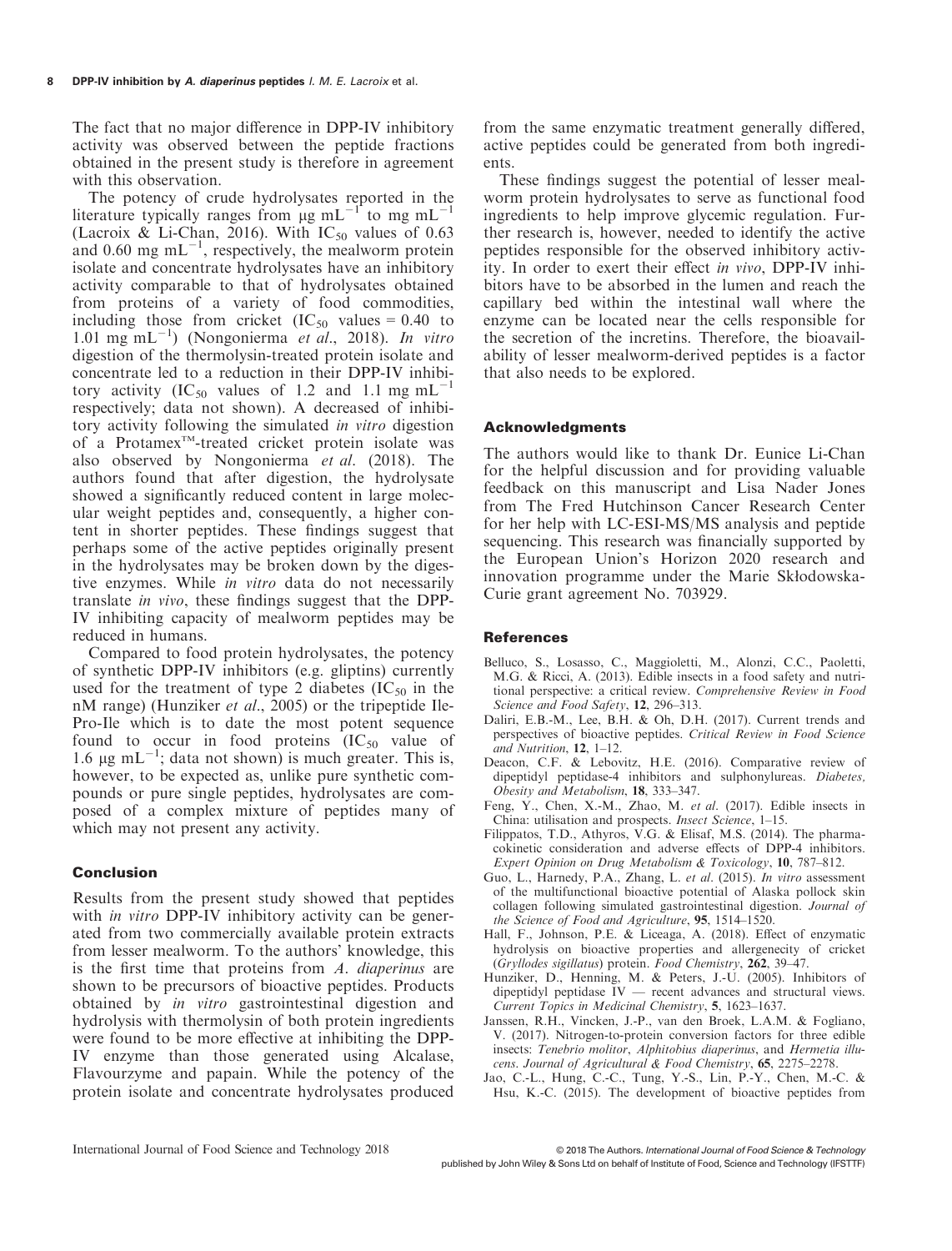The fact that no major difference in DPP-IV inhibitory activity was observed between the peptide fractions obtained in the present study is therefore in agreement with this observation.

The potency of crude hydrolysates reported in the literature typically ranges from μg $mL^{-1}$ to mg $mL^{-1}$ (Lacroix & Li-Chan, 2016). With $IC_{50}$ values of 0.63 and 0.60 mg $mL^{-1}$, respectively, the mealworm protein isolate and concentrate hydrolysates have an inhibitory activity comparable to that of hydrolysates obtained from proteins of a variety of food commodities, including those from cricket ($IC_{50}$ values = 0.40 to 1.01 mg $mL^{-1}$) (Nongonierma *et al.*, 2018). *In vitro* digestion of the thermolysin-treated protein isolate and concentrate led to a reduction in their DPP-IV inhibitory activity ($IC_{50}$ values of 1.2 and 1.1 mg $mL^{-1}$ respectively; data not shown). A decreased of inhibitory activity following the simulated *in vitro* digestion of a Protamex™-treated cricket protein isolate was also observed by Nongonierma *et al.* (2018). The authors found that after digestion, the hydrolysate showed a significantly reduced content in large molecular weight peptides and, consequently, a higher content in shorter peptides. These findings suggest that perhaps some of the active peptides originally present in the hydrolysates may be broken down by the digestive enzymes. While *in vitro* data do not necessarily translate *in vivo*, these findings suggest that the DPP-IV inhibiting capacity of mealworm peptides may be reduced in humans.

Compared to food protein hydrolysates, the potency of synthetic DPP-IV inhibitors (e.g. gliptins) currently used for the treatment of type 2 diabetes ($IC_{50}$ in the nM range) (Hunziker *et al.*, 2005) or the tripeptide Ile-Pro-Ile which is to date the most potent sequence found to occur in food proteins ($IC_{50}$ value of 1.6 μg $mL^{-1}$; data not shown) is much greater. This is, however, to be expected as, unlike pure synthetic compounds or pure single peptides, hydrolysates are composed of a complex mixture of peptides many of which may not present any activity.

## Conclusion

Results from the present study showed that peptides with *in vitro* DPP-IV inhibitory activity can be generated from two commercially available protein extracts from lesser mealworm. To the authors' knowledge, this is the first time that proteins from *A. diaperinus* are shown to be precursors of bioactive peptides. Products obtained by *in vitro* gastrointestinal digestion and hydrolysis with thermolysin of both protein ingredients were found to be more effective at inhibiting the DPP-IV enzyme than those generated using Alcalase, Flavourzyme and papain. While the potency of the protein isolate and concentrate hydrolysates produced from the same enzymatic treatment generally differed, active peptides could be generated from both ingredients.

These findings suggest the potential of lesser mealworm protein hydrolysates to serve as functional food ingredients to help improve glycemic regulation. Further research is, however, needed to identify the active peptides responsible for the observed inhibitory activity. In order to exert their effect *in vivo*, DPP-IV inhibitors have to be absorbed in the lumen and reach the capillary bed within the intestinal wall where the enzyme can be located near the cells responsible for the secretion of the incretins. Therefore, the bioavailability of lesser mealworm-derived peptides is a factor that also needs to be explored.

## Acknowledgments

The authors would like to thank Dr. Eunice Li-Chan for the helpful discussion and for providing valuable feedback on this manuscript and Lisa Nader Jones from The Fred Hutchinson Cancer Research Center for her help with LC-ESI-MS/MS analysis and peptide sequencing. This research was financially supported by the European Union's Horizon 2020 research and innovation programme under the Marie Skłodowska-Curie grant agreement No. 703929.

## References

Belluco, S., Losasso, C., Maggioletti, M., Alonzi, C.C., Paoletti, M.G. & Ricci, A. (2013). Edible insects in a food safety and nutritional perspective: a critical review. *Comprehensive Review in Food Science and Food Safety*, **12**, 296–313.

Daliri, E.B.-M., Lee, B.H. & Oh, D.H. (2017). Current trends and perspectives of bioactive peptides. *Critical Review in Food Science and Nutrition*, **12**, 1–12.

Deacon, C.F. & Lebovitz, H.E. (2016). Comparative review of dipeptidyl peptidase-4 inhibitors and sulphonylureas. *Diabetes, Obesity and Metabolism*, **18**, 333–347.

Feng, Y., Chen, X.-M., Zhao, M. *et al*. (2017). Edible insects in China: utilisation and prospects. *Insect Science*, 1–15.

Filippatos, T.D., Athyros, V.G. & Elisaf, M.S. (2014). The pharmacokinetic consideration and adverse effects of DPP-4 inhibitors. *Expert Opinion on Drug Metabolism & Toxicology*, **10**, 787–812.

Guo, L., Harnedy, P.A., Zhang, L. *et al*. (2015). *In vitro* assessment of the multifunctional bioactive potential of Alaska pollock skin collagen following simulated gastrointestinal digestion. *Journal of the Science of Food and Agriculture*, **95**, 1514–1520.

Hall, F., Johnson, P.E. & Liceaga, A. (2018). Effect of enzymatic hydrolysis on bioactive properties and allergenecity of cricket (*Gryllodes sigillatus*) protein. *Food Chemistry*, **262**, 39–47.

Hunziker, D., Henning, M. & Peters, J.-U. (2005). Inhibitors of dipeptidyl peptidase IV — recent advances and structural views. *Current Topics in Medicinal Chemistry*, **5**, 1623–1637.

Janssen, R.H., Vincken, J.-P., van den Broek, L.A.M. & Fogliano, V. (2017). Nitrogen-to-protein conversion factors for three edible insects: *Tenebrio molitor*, *Alphitobius diaperinus*, and *Hermetia illucens*. *Journal of Agricultural & Food Chemistry*, **65**, 2275–2278.

Jao, C.-L., Hung, C.-C., Tung, Y.-S., Lin, P.-Y., Chen, M.-C. & Hsu, K.-C. (2015). The development of bioactive peptides from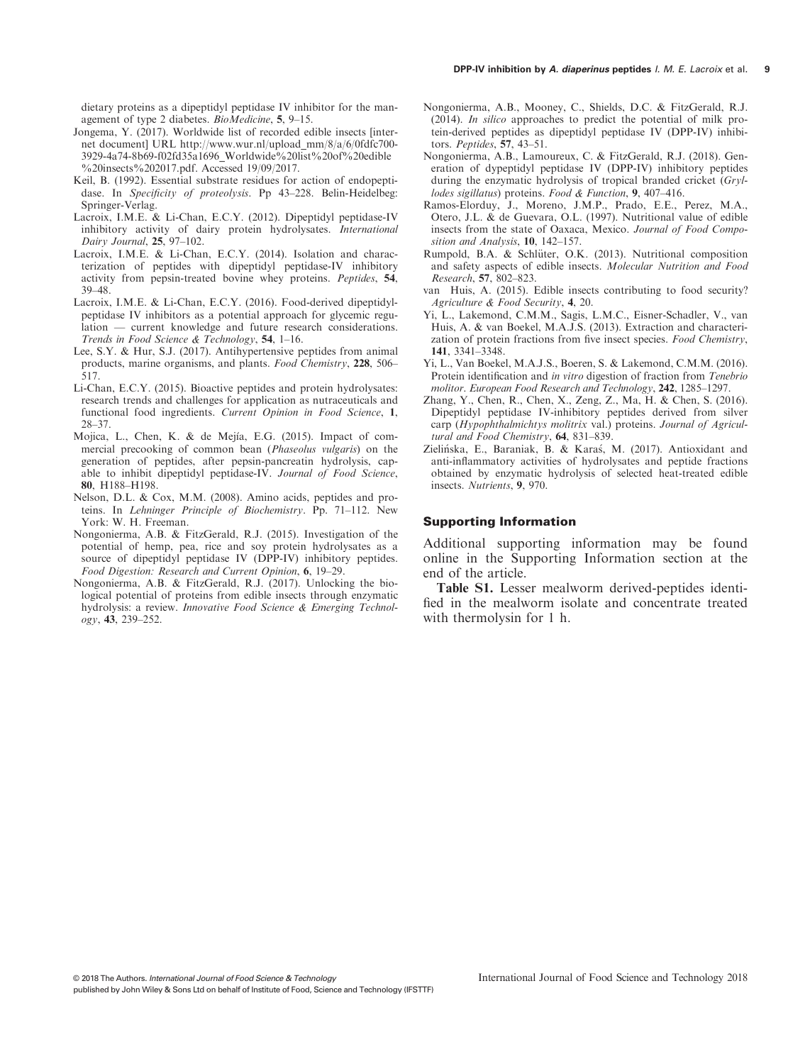dietary proteins as a dipeptidyl peptidase IV inhibitor for the management of type 2 diabetes. *BioMedicine*, **5**, 9–15.

Jongema, Y. (2017). Worldwide list of recorded edible insects [internet document] URL http://www.wur.nl/upload_mm/8/a/6/0fdfc700-3929-4a74-8b69-f02fd35a1696_Worldwide%20list%20of%20edible%20insects%202017.pdf. Accessed 19/09/2017.

Keil, B. (1992). Essential substrate residues for action of endopeptidase. In *Specificity of proteolysis*. Pp 43–228. Belin-Heidelbeg: Springer-Verlag.

Lacroix, I.M.E. & Li-Chan, E.C.Y. (2012). Dipeptidyl peptidase-IV inhibitory activity of dairy protein hydrolysates. *International Dairy Journal*, **25**, 97–102.

Lacroix, I.M.E. & Li-Chan, E.C.Y. (2014). Isolation and characterization of peptides with dipeptidyl peptidase-IV inhibitory activity from pepsin-treated bovine whey proteins. *Peptides*, **54**, 39–48.

Lacroix, I.M.E. & Li-Chan, E.C.Y. (2016). Food-derived dipeptidyl-peptidase IV inhibitors as a potential approach for glycemic regulation — current knowledge and future research considerations. *Trends in Food Science & Technology*, **54**, 1–16.

Lee, S.Y. & Hur, S.J. (2017). Antihypertensive peptides from animal products, marine organisms, and plants. *Food Chemistry*, **228**, 506–517.

Li-Chan, E.C.Y. (2015). Bioactive peptides and protein hydrolysates: research trends and challenges for application as nutraceuticals and functional food ingredients. *Current Opinion in Food Science*, **1**, 28–37.

Mojica, L., Chen, K. & de Mejía, E.G. (2015). Impact of commercial precooking of common bean (*Phaseolus vulgaris*) on the generation of peptides, after pepsin-pancreatin hydrolysis, capable to inhibit dipeptidyl peptidase-IV. *Journal of Food Science*, **80**, H188–H198.

Nelson, D.L. & Cox, M.M. (2008). Amino acids, peptides and proteins. In *Lehninger Principle of Biochemistry*. Pp. 71–112. New York: W. H. Freeman.

Nongonierma, A.B. & FitzGerald, R.J. (2015). Investigation of the potential of hemp, pea, rice and soy protein hydrolysates as a source of dipeptidyl peptidase IV (DPP-IV) inhibitory peptides. *Food Digestion: Research and Current Opinion*, **6**, 19–29.

Nongonierma, A.B. & FitzGerald, R.J. (2017). Unlocking the biological potential of proteins from edible insects through enzymatic hydrolysis: a review. *Innovative Food Science & Emerging Technology*, **43**, 239–252.

Nongonierma, A.B., Mooney, C., Shields, D.C. & FitzGerald, R.J. (2014). *In silico* approaches to predict the potential of milk protein-derived peptides as dipeptidyl peptidase IV (DPP-IV) inhibitors. *Peptides*, **57**, 43–51.

Nongonierma, A.B., Lamoureux, C. & FitzGerald, R.J. (2018). Generation of dypeptidyl peptidase IV (DPP-IV) inhibitory peptides during the enzymatic hydrolysis of tropical branded cricket (*Gryllodes sigillatus*) proteins. *Food & Function*, **9**, 407–416.

Ramos-Elorduy, J., Moreno, J.M.P., Prado, E.E., Perez, M.A., Otero, J.L. & de Guevara, O.L. (1997). Nutritional value of edible insects from the state of Oaxaca, Mexico. *Journal of Food Composition and Analysis*, **10**, 142–157.

Rumpold, B.A. & Schlüter, O.K. (2013). Nutritional composition and safety aspects of edible insects. *Molecular Nutrition and Food Research*, **57**, 802–823.

van Huis, A. (2015). Edible insects contributing to food security? *Agriculture & Food Security*, **4**, 20.

Yi, L., Lakemond, C.M.M., Sagis, L.M.C., Eisner-Schadler, V., van Huis, A. & van Boekel, M.A.J.S. (2013). Extraction and characterization of protein fractions from five insect species. *Food Chemistry*, **141**, 3341–3348.

Yi, L., Van Boekel, M.A.J.S., Boeren, S. & Lakemond, C.M.M. (2016). Protein identification and *in vitro* digestion of fraction from *Tenebrio molitor*. *European Food Research and Technology*, **242**, 1285–1297.

Zhang, Y., Chen, R., Chen, X., Zeng, Z., Ma, H. & Chen, S. (2016). Dipeptidyl peptidase IV-inhibitory peptides derived from silver carp (*Hypophthalmichtys molitrix* val.) proteins. *Journal of Agricultural and Food Chemistry*, **64**, 831–839.

Zielińska, E., Baraniak, B. & Karaś, M. (2017). Antioxidant and anti-inflammatory activities of hydrolysates and peptide fractions obtained by enzymatic hydrolysis of selected heat-treated edible insects. *Nutrients*, **9**, 970.

## Supporting Information

Additional supporting information may be found online in the Supporting Information section at the end of the article.

**Table S1.** Lesser mealworm derived-peptides identified in the mealworm isolate and concentrate treated with thermolysin for 1 h.